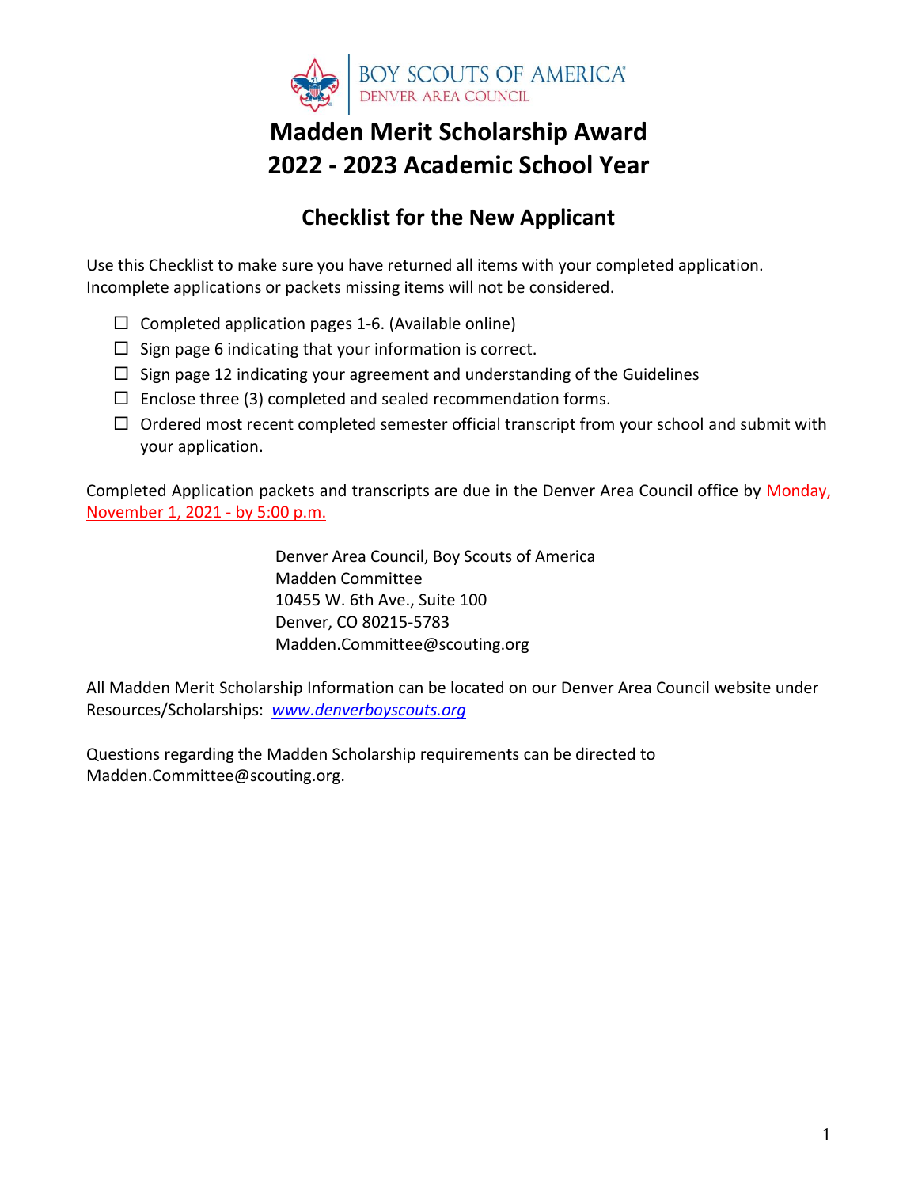BOY SCOUTS OF AMERICA
DENVER AREA COUNCIL

# Madden Merit Scholarship Award
# 2022 - 2023 Academic School Year

## Checklist for the New Applicant

Use this Checklist to make sure you have returned all items with your completed application. Incomplete applications or packets missing items will not be considered.

- ☐ Completed application pages 1-6. (Available online)
- ☐ Sign page 6 indicating that your information is correct.
- ☐ Sign page 12 indicating your agreement and understanding of the Guidelines
- ☐ Enclose three (3) completed and sealed recommendation forms.
- ☐ Ordered most recent completed semester official transcript from your school and submit with your application.

Completed Application packets and transcripts are due in the Denver Area Council office by Monday, November 1, 2021 - by 5:00 p.m.

Denver Area Council, Boy Scouts of America
Madden Committee
10455 W. 6th Ave., Suite 100
Denver, CO 80215-5783
Madden.Committee@scouting.org

All Madden Merit Scholarship Information can be located on our Denver Area Council website under Resources/Scholarships: *www.denverboyscouts.org*

Questions regarding the Madden Scholarship requirements can be directed to Madden.Committee@scouting.org.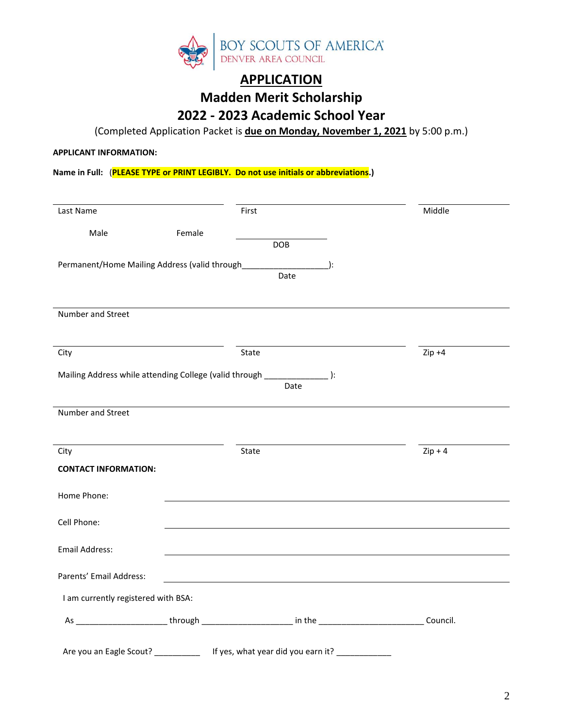BOY SCOUTS OF AMERICA
DENVER AREA COUNCIL

# APPLICATION

## Madden Merit Scholarship

## 2022 - 2023 Academic School Year

(Completed Application Packet is **due on Monday, November 1, 2021** by 5:00 p.m.)

**APPLICANT INFORMATION:**

**Name in Full:** (**PLEASE TYPE or PRINT LEGIBLY. Do not use initials or abbreviations.**)

Last Name ____________________ First ____________________ Middle ____________________

Male Female

DOB ____________________

Permanent/Home Mailing Address (valid through___________________):
Date

Number and Street ____________________

City ____________________ State ____________________ Zip +4 ____________________

Mailing Address while attending College (valid through ______________ ):
Date

Number and Street ____________________

City ____________________ State ____________________ Zip + 4 ____________________

**CONTACT INFORMATION:**

Home Phone: ____________________

Cell Phone: ____________________

Email Address: ____________________

Parents' Email Address: ____________________

I am currently registered with BSA:

As ____________________ through ____________________ in the ______________________ Council.

Are you an Eagle Scout? __________ If yes, what year did you earn it? ____________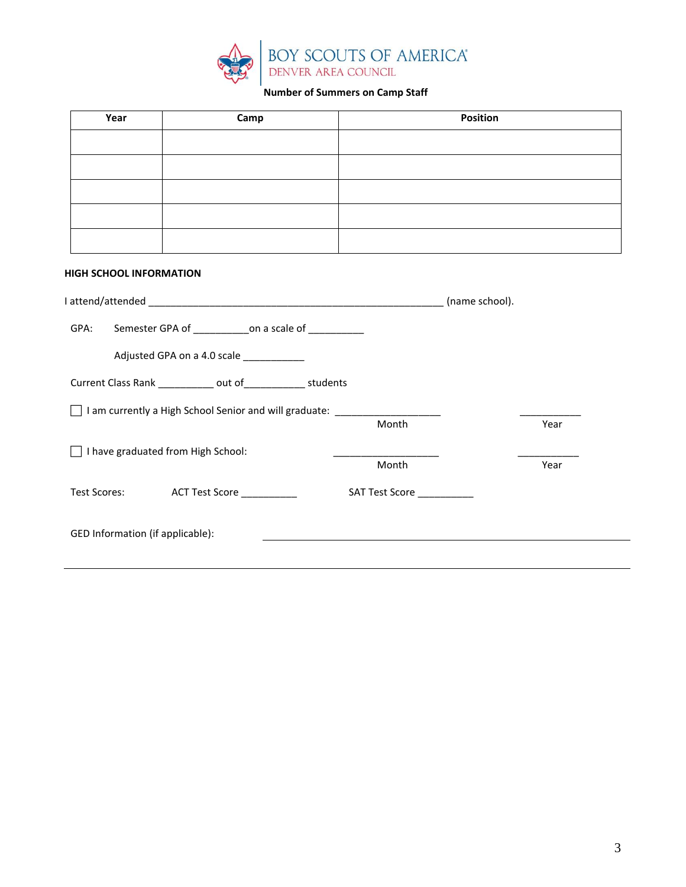BOY SCOUTS OF AMERICA
DENVER AREA COUNCIL

**Number of Summers on Camp Staff**

| Year | Camp | Position |
|---|---|---|
| | | |
| | | |
| | | |
| | | |
| | | |

**HIGH SCHOOL INFORMATION**

I attend/attended _______________________________________________________ (name school).

GPA: Semester GPA of __________on a scale of __________

Adjusted GPA on a 4.0 scale ___________

Current Class Rank __________ out of___________ students

☐ I am currently a High School Senior and will graduate: ___________________ (Month) ___________ (Year)

☐ I have graduated from High School: ___________________ (Month) ___________ (Year)

Test Scores: ACT Test Score __________ SAT Test Score __________

GED Information (if applicable): ________________________________________________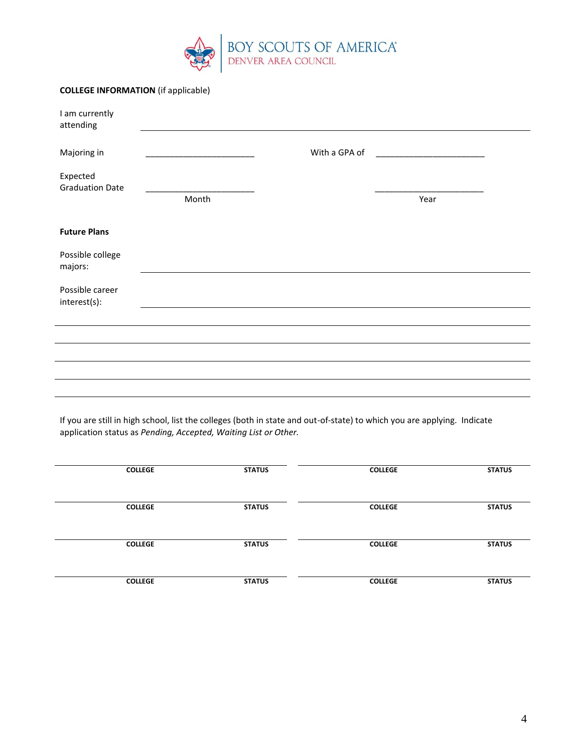BOY SCOUTS OF AMERICA
DENVER AREA COUNCIL

**COLLEGE INFORMATION** (if applicable)

I am currently attending ______________________________________________

Majoring in ______________________ With a GPA of ______________________

Expected Graduation Date ______________________ ______________________
Month Year

**Future Plans**

Possible college majors: ______________________________________________

Possible career interest(s): ______________________________________________

______________________________________________

______________________________________________

______________________________________________

______________________________________________

______________________________________________

If you are still in high school, list the colleges (both in state and out-of-state) to which you are applying. Indicate application status as *Pending, Accepted, Waiting List or Other.*

| COLLEGE | STATUS | COLLEGE | STATUS |
|---|---|---|---|
| | | | |
| COLLEGE | STATUS | COLLEGE | STATUS |
| | | | |
| COLLEGE | STATUS | COLLEGE | STATUS |
| | | | |
| COLLEGE | STATUS | COLLEGE | STATUS |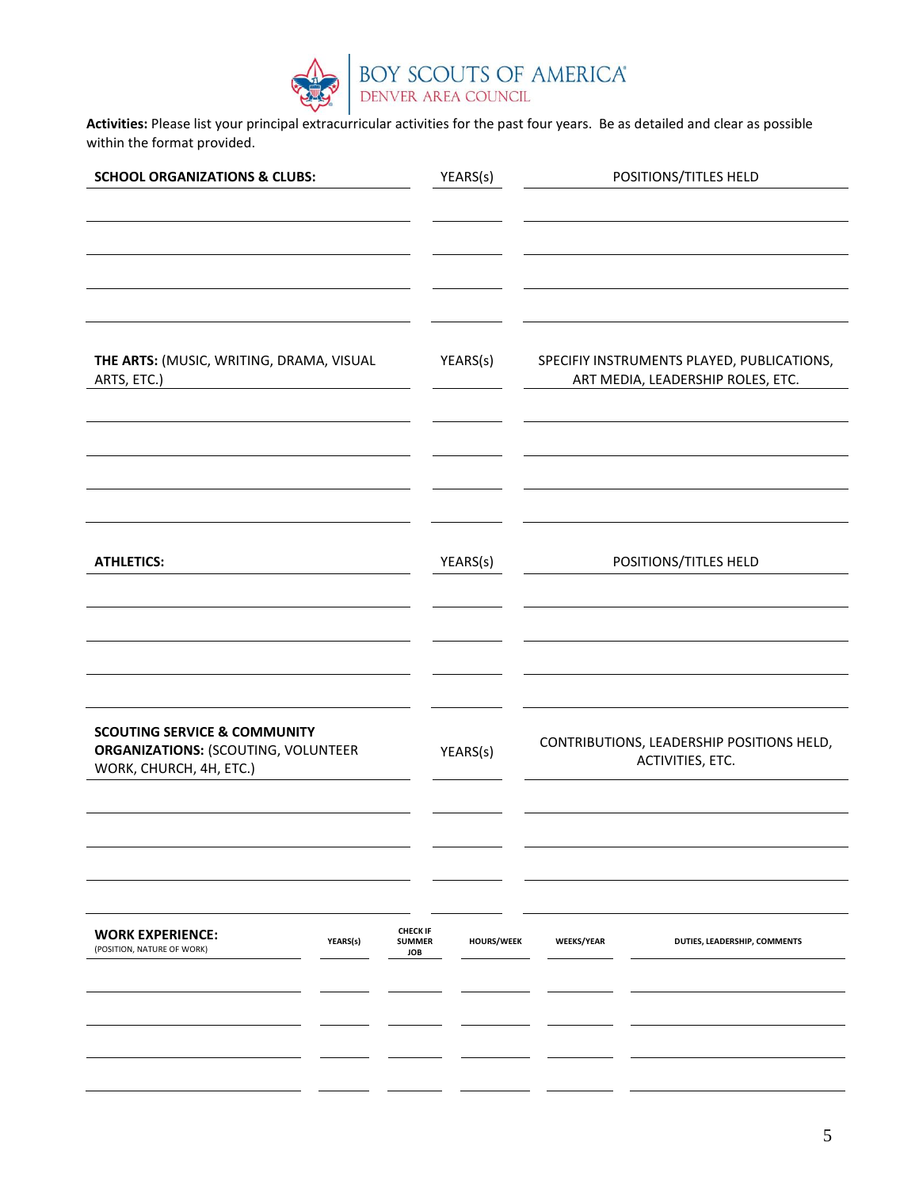# BOY SCOUTS OF AMERICA
## DENVER AREA COUNCIL

**Activities:** Please list your principal extracurricular activities for the past four years. Be as detailed and clear as possible within the format provided.

| **SCHOOL ORGANIZATIONS & CLUBS:** | YEARS(s) | POSITIONS/TITLES HELD |
|---|---|---|
| | | |
| | | |
| | | |
| | | |

| **THE ARTS:** (MUSIC, WRITING, DRAMA, VISUAL ARTS, ETC.) | YEARS(s) | SPECIFIY INSTRUMENTS PLAYED, PUBLICATIONS, ART MEDIA, LEADERSHIP ROLES, ETC. |
|---|---|---|
| | | |
| | | |
| | | |
| | | |

| **ATHLETICS:** | YEARS(s) | POSITIONS/TITLES HELD |
|---|---|---|
| | | |
| | | |
| | | |
| | | |

| **SCOUTING SERVICE & COMMUNITY ORGANIZATIONS:** (SCOUTING, VOLUNTEER WORK, CHURCH, 4H, ETC.) | YEARS(s) | CONTRIBUTIONS, LEADERSHIP POSITIONS HELD, ACTIVITIES, ETC. |
|---|---|---|
| | | |
| | | |
| | | |
| | | |

| **WORK EXPERIENCE:** (POSITION, NATURE OF WORK) | YEARS(s) | CHECK IF SUMMER JOB | HOURS/WEEK | WEEKS/YEAR | DUTIES, LEADERSHIP, COMMENTS |
|---|---|---|---|---|---|
| | | | | | |
| | | | | | |
| | | | | | |
| | | | | | |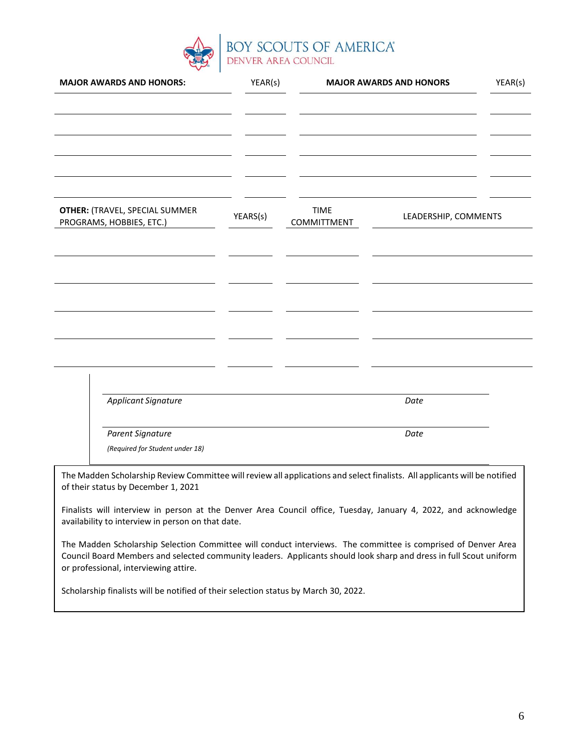BOY SCOUTS OF AMERICA
DENVER AREA COUNCIL

| MAJOR AWARDS AND HONORS: | YEAR(s) | MAJOR AWARDS AND HONORS | YEAR(s) |
|---|---|---|---|
| | | | |
| | | | |
| | | | |
| | | | |
| | | | |

| OTHER: (TRAVEL, SPECIAL SUMMER PROGRAMS, HOBBIES, ETC.) | YEARS(s) | TIME COMMITTMENT | LEADERSHIP, COMMENTS |
|---|---|---|---|
| | | | |
| | | | |
| | | | |
| | | | |
| | | | |

_______________________________________________

*Applicant Signature* *Date*

_______________________________________________

*Parent Signature* *Date*

*(Required for Student under 18)*

The Madden Scholarship Review Committee will review all applications and select finalists. All applicants will be notified of their status by December 1, 2021

Finalists will interview in person at the Denver Area Council office, Tuesday, January 4, 2022, and acknowledge availability to interview in person on that date.

The Madden Scholarship Selection Committee will conduct interviews. The committee is comprised of Denver Area Council Board Members and selected community leaders. Applicants should look sharp and dress in full Scout uniform or professional, interviewing attire.

Scholarship finalists will be notified of their selection status by March 30, 2022.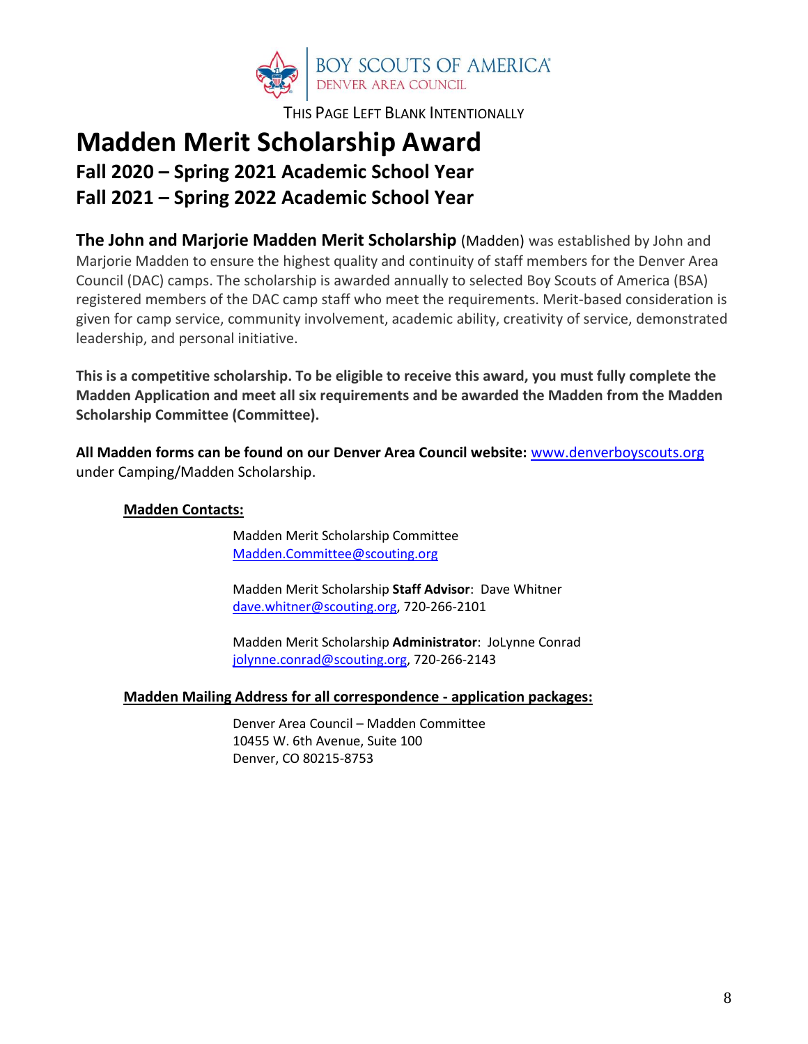THIS PAGE LEFT BLANK INTENTIONALLY

# Madden Merit Scholarship Award

## Fall 2020 – Spring 2021 Academic School Year

## Fall 2021 – Spring 2022 Academic School Year

**The John and Marjorie Madden Merit Scholarship** (Madden) was established by John and Marjorie Madden to ensure the highest quality and continuity of staff members for the Denver Area Council (DAC) camps. The scholarship is awarded annually to selected Boy Scouts of America (BSA) registered members of the DAC camp staff who meet the requirements. Merit-based consideration is given for camp service, community involvement, academic ability, creativity of service, demonstrated leadership, and personal initiative.

**This is a competitive scholarship. To be eligible to receive this award, you must fully complete the Madden Application and meet all six requirements and be awarded the Madden from the Madden Scholarship Committee (Committee).**

**All Madden forms can be found on our Denver Area Council website:** www.denverboyscouts.org under Camping/Madden Scholarship.

**Madden Contacts:**

Madden Merit Scholarship Committee
Madden.Committee@scouting.org

Madden Merit Scholarship **Staff Advisor**: Dave Whitner
dave.whitner@scouting.org, 720-266-2101

Madden Merit Scholarship **Administrator**: JoLynne Conrad
jolynne.conrad@scouting.org, 720-266-2143

**Madden Mailing Address for all correspondence - application packages:**

Denver Area Council – Madden Committee
10455 W. 6th Avenue, Suite 100
Denver, CO 80215-8753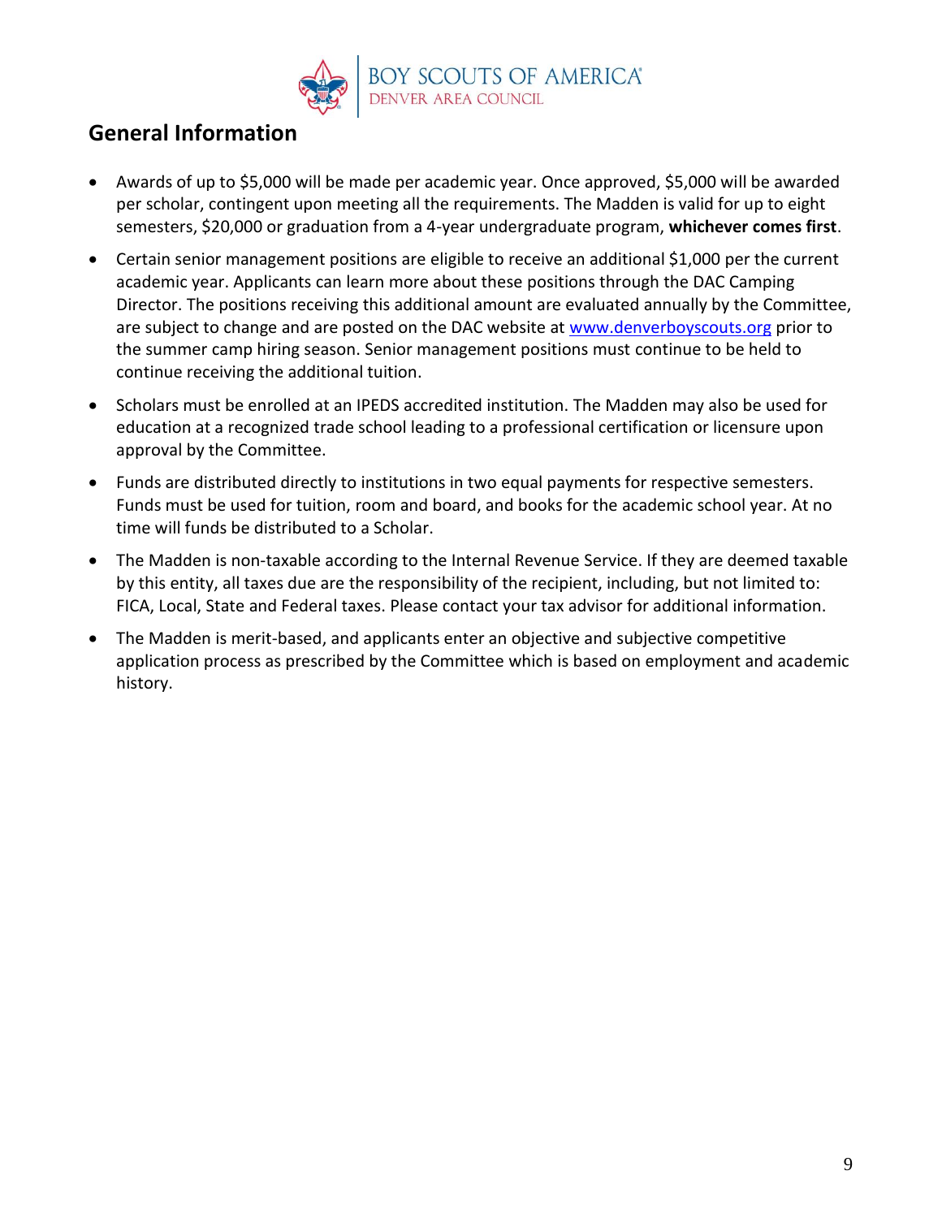## General Information

- Awards of up to $5,000 will be made per academic year. Once approved, $5,000 will be awarded per scholar, contingent upon meeting all the requirements. The Madden is valid for up to eight semesters, $20,000 or graduation from a 4-year undergraduate program, **whichever comes first**.
- Certain senior management positions are eligible to receive an additional $1,000 per the current academic year. Applicants can learn more about these positions through the DAC Camping Director. The positions receiving this additional amount are evaluated annually by the Committee, are subject to change and are posted on the DAC website at [www.denverboyscouts.org](www.denverboyscouts.org) prior to the summer camp hiring season. Senior management positions must continue to be held to continue receiving the additional tuition.
- Scholars must be enrolled at an IPEDS accredited institution. The Madden may also be used for education at a recognized trade school leading to a professional certification or licensure upon approval by the Committee.
- Funds are distributed directly to institutions in two equal payments for respective semesters. Funds must be used for tuition, room and board, and books for the academic school year. At no time will funds be distributed to a Scholar.
- The Madden is non-taxable according to the Internal Revenue Service. If they are deemed taxable by this entity, all taxes due are the responsibility of the recipient, including, but not limited to: FICA, Local, State and Federal taxes. Please contact your tax advisor for additional information.
- The Madden is merit-based, and applicants enter an objective and subjective competitive application process as prescribed by the Committee which is based on employment and academic history.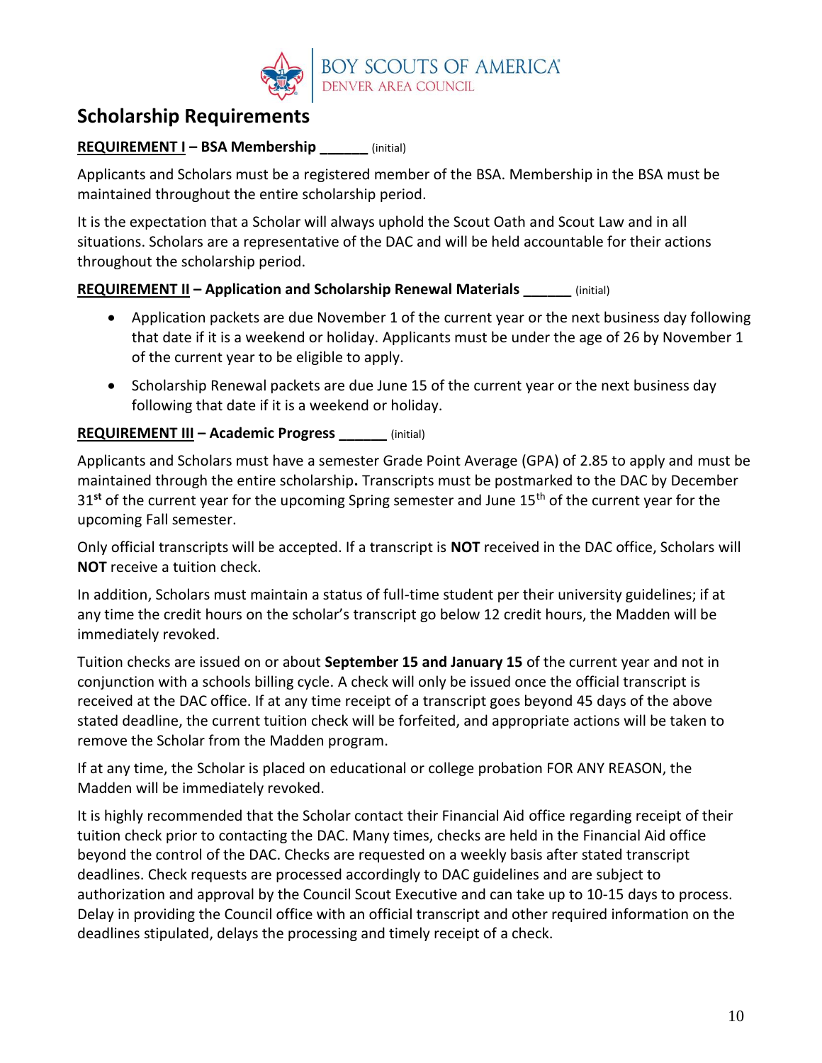BOY SCOUTS OF AMERICA
DENVER AREA COUNCIL

## Scholarship Requirements

**REQUIREMENT I – BSA Membership ______** (initial)

Applicants and Scholars must be a registered member of the BSA. Membership in the BSA must be maintained throughout the entire scholarship period.

It is the expectation that a Scholar will always uphold the Scout Oath and Scout Law and in all situations. Scholars are a representative of the DAC and will be held accountable for their actions throughout the scholarship period.

**REQUIREMENT II – Application and Scholarship Renewal Materials ______** (initial)

- Application packets are due November 1 of the current year or the next business day following that date if it is a weekend or holiday. Applicants must be under the age of 26 by November 1 of the current year to be eligible to apply.
- Scholarship Renewal packets are due June 15 of the current year or the next business day following that date if it is a weekend or holiday.

**REQUIREMENT III – Academic Progress ______** (initial)

Applicants and Scholars must have a semester Grade Point Average (GPA) of 2.85 to apply and must be maintained through the entire scholarship**.** Transcripts must be postmarked to the DAC by December 31**st** of the current year for the upcoming Spring semester and June 15th of the current year for the upcoming Fall semester.

Only official transcripts will be accepted. If a transcript is **NOT** received in the DAC office, Scholars will **NOT** receive a tuition check.

In addition, Scholars must maintain a status of full-time student per their university guidelines; if at any time the credit hours on the scholar's transcript go below 12 credit hours, the Madden will be immediately revoked.

Tuition checks are issued on or about **September 15 and January 15** of the current year and not in conjunction with a schools billing cycle. A check will only be issued once the official transcript is received at the DAC office. If at any time receipt of a transcript goes beyond 45 days of the above stated deadline, the current tuition check will be forfeited, and appropriate actions will be taken to remove the Scholar from the Madden program.

If at any time, the Scholar is placed on educational or college probation FOR ANY REASON, the Madden will be immediately revoked.

It is highly recommended that the Scholar contact their Financial Aid office regarding receipt of their tuition check prior to contacting the DAC. Many times, checks are held in the Financial Aid office beyond the control of the DAC. Checks are requested on a weekly basis after stated transcript deadlines. Check requests are processed accordingly to DAC guidelines and are subject to authorization and approval by the Council Scout Executive and can take up to 10-15 days to process. Delay in providing the Council office with an official transcript and other required information on the deadlines stipulated, delays the processing and timely receipt of a check.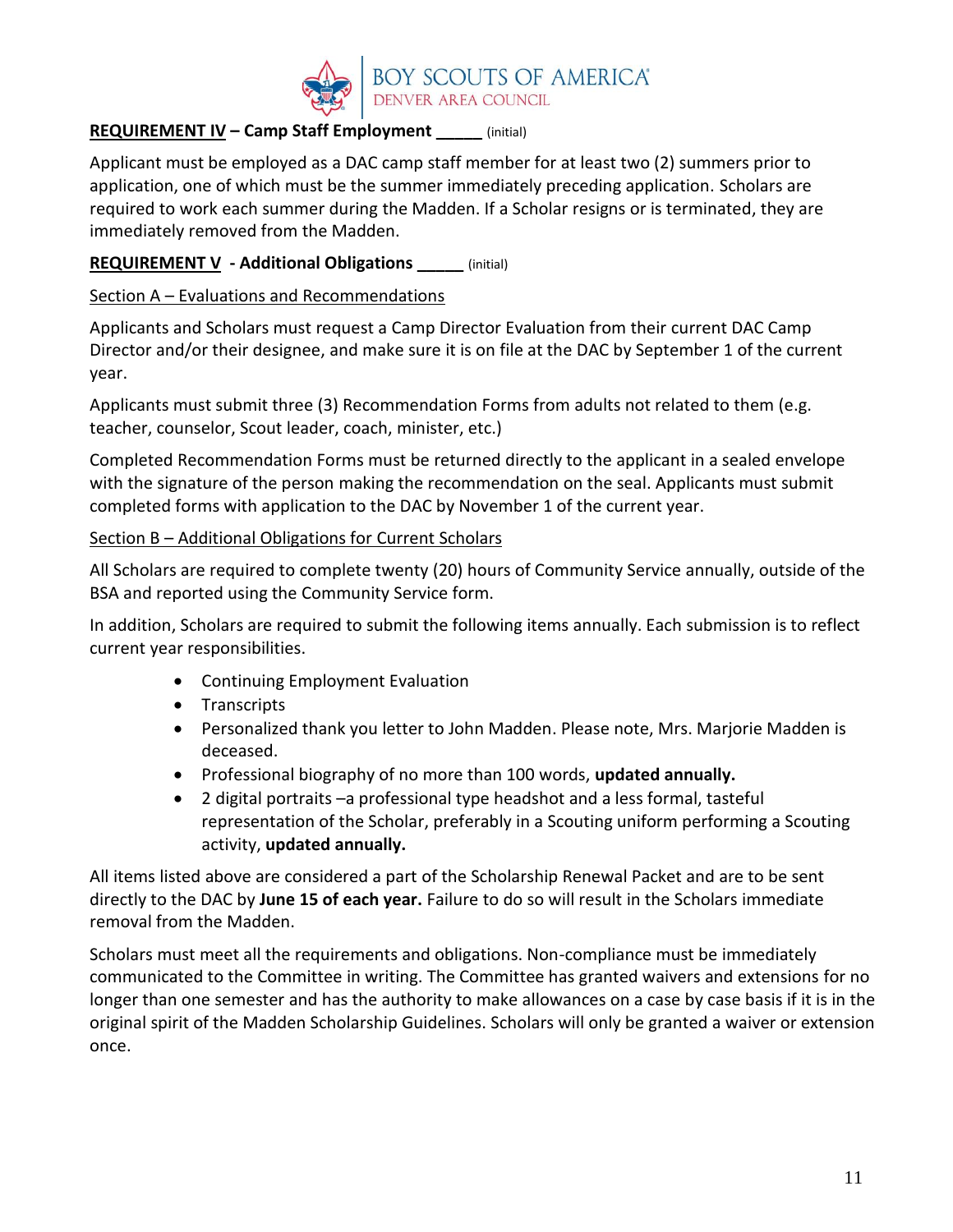**REQUIREMENT IV – Camp Staff Employment _____** (initial)

Applicant must be employed as a DAC camp staff member for at least two (2) summers prior to application, one of which must be the summer immediately preceding application. Scholars are required to work each summer during the Madden. If a Scholar resigns or is terminated, they are immediately removed from the Madden.

**REQUIREMENT V - Additional Obligations _____** (initial)

Section A – Evaluations and Recommendations

Applicants and Scholars must request a Camp Director Evaluation from their current DAC Camp Director and/or their designee, and make sure it is on file at the DAC by September 1 of the current year.

Applicants must submit three (3) Recommendation Forms from adults not related to them (e.g. teacher, counselor, Scout leader, coach, minister, etc.)

Completed Recommendation Forms must be returned directly to the applicant in a sealed envelope with the signature of the person making the recommendation on the seal. Applicants must submit completed forms with application to the DAC by November 1 of the current year.

Section B – Additional Obligations for Current Scholars

All Scholars are required to complete twenty (20) hours of Community Service annually, outside of the BSA and reported using the Community Service form.

In addition, Scholars are required to submit the following items annually. Each submission is to reflect current year responsibilities.

- Continuing Employment Evaluation
- Transcripts
- Personalized thank you letter to John Madden. Please note, Mrs. Marjorie Madden is deceased.
- Professional biography of no more than 100 words, **updated annually.**
- 2 digital portraits –a professional type headshot and a less formal, tasteful representation of the Scholar, preferably in a Scouting uniform performing a Scouting activity, **updated annually.**

All items listed above are considered a part of the Scholarship Renewal Packet and are to be sent directly to the DAC by **June 15 of each year.** Failure to do so will result in the Scholars immediate removal from the Madden.

Scholars must meet all the requirements and obligations. Non-compliance must be immediately communicated to the Committee in writing. The Committee has granted waivers and extensions for no longer than one semester and has the authority to make allowances on a case by case basis if it is in the original spirit of the Madden Scholarship Guidelines. Scholars will only be granted a waiver or extension once.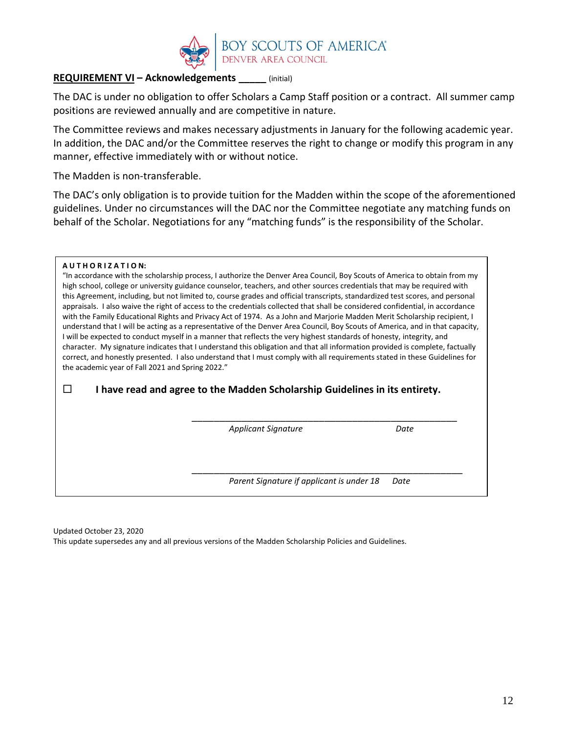**REQUIREMENT VI – Acknowledgements _____** (initial)

The DAC is under no obligation to offer Scholars a Camp Staff position or a contract. All summer camp positions are reviewed annually and are competitive in nature.

The Committee reviews and makes necessary adjustments in January for the following academic year. In addition, the DAC and/or the Committee reserves the right to change or modify this program in any manner, effective immediately with or without notice.

The Madden is non-transferable.

The DAC's only obligation is to provide tuition for the Madden within the scope of the aforementioned guidelines. Under no circumstances will the DAC nor the Committee negotiate any matching funds on behalf of the Scholar. Negotiations for any "matching funds" is the responsibility of the Scholar.

**AUTHORIZATION:**

"In accordance with the scholarship process, I authorize the Denver Area Council, Boy Scouts of America to obtain from my high school, college or university guidance counselor, teachers, and other sources credentials that may be required with this Agreement, including, but not limited to, course grades and official transcripts, standardized test scores, and personal appraisals. I also waive the right of access to the credentials collected that shall be considered confidential, in accordance with the Family Educational Rights and Privacy Act of 1974. As a John and Marjorie Madden Merit Scholarship recipient, I understand that I will be acting as a representative of the Denver Area Council, Boy Scouts of America, and in that capacity, I will be expected to conduct myself in a manner that reflects the very highest standards of honesty, integrity, and character. My signature indicates that I understand this obligation and that all information provided is complete, factually correct, and honestly presented. I also understand that I must comply with all requirements stated in these Guidelines for the academic year of Fall 2021 and Spring 2022."

☐ **I have read and agree to the Madden Scholarship Guidelines in its entirety.**

_______________________________________________________

*Applicant Signature* *Date*

_______________________________________________________

*Parent Signature if applicant is under 18* *Date*

Updated October 23, 2020

This update supersedes any and all previous versions of the Madden Scholarship Policies and Guidelines.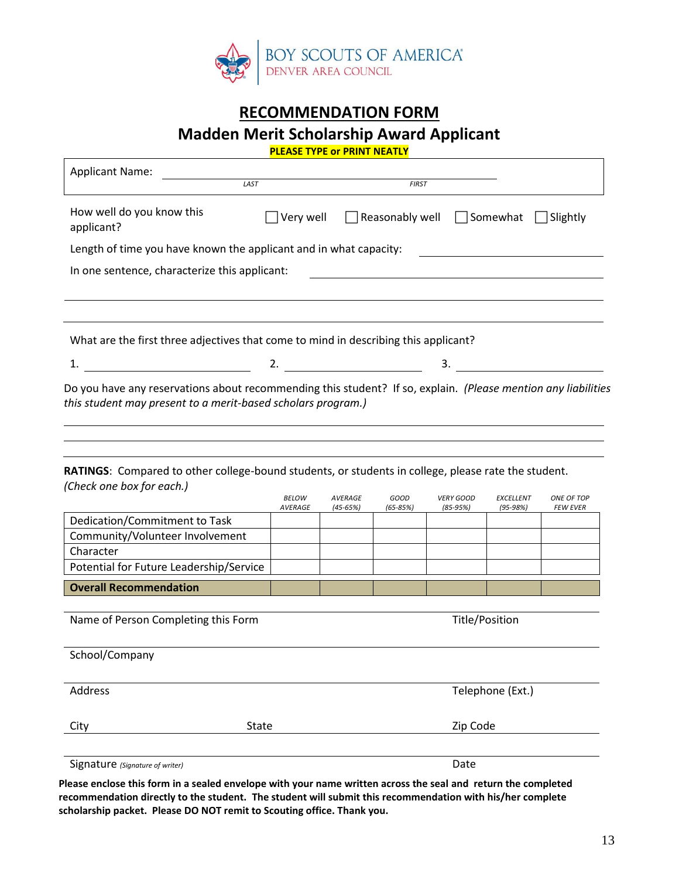BOY SCOUTS OF AMERICA
DENVER AREA COUNCIL

# RECOMMENDATION FORM

## Madden Merit Scholarship Award Applicant

**PLEASE TYPE or PRINT NEATLY**

Applicant Name: ______________________________ ______________________________
LAST FIRST

How well do you know this applicant? ☐ Very well ☐ Reasonably well ☐ Somewhat ☐ Slightly

Length of time you have known the applicant and in what capacity: ______________________________

In one sentence, characterize this applicant: ______________________________

What are the first three adjectives that come to mind in describing this applicant?

1. ______________________ 2. ______________________ 3. ______________________

Do you have any reservations about recommending this student? If so, explain. *(Please mention any liabilities this student may present to a merit-based scholars program.)*

**RATINGS**: Compared to other college-bound students, or students in college, please rate the student. *(Check one box for each.)*

| | *BELOW AVERAGE* | *AVERAGE (45-65%)* | *GOOD (65-85%)* | *VERY GOOD (85-95%)* | *EXCELLENT (95-98%)* | *ONE OF TOP FEW EVER* |
|---|---|---|---|---|---|---|
| Dedication/Commitment to Task | | | | | | |
| Community/Volunteer Involvement | | | | | | |
| Character | | | | | | |
| Potential for Future Leadership/Service | | | | | | |
| **Overall Recommendation** | | | | | | |

Name of Person Completing this Form ______________________ Title/Position ______________________

School/Company ______________________

Address ______________________ Telephone (Ext.) ______________________

City ______________________ State ______________________ Zip Code ______________________

Signature *(Signature of writer)* ______________________ Date ______________________

**Please enclose this form in a sealed envelope with your name written across the seal and return the completed recommendation directly to the student. The student will submit this recommendation with his/her complete scholarship packet. Please DO NOT remit to Scouting office. Thank you.**